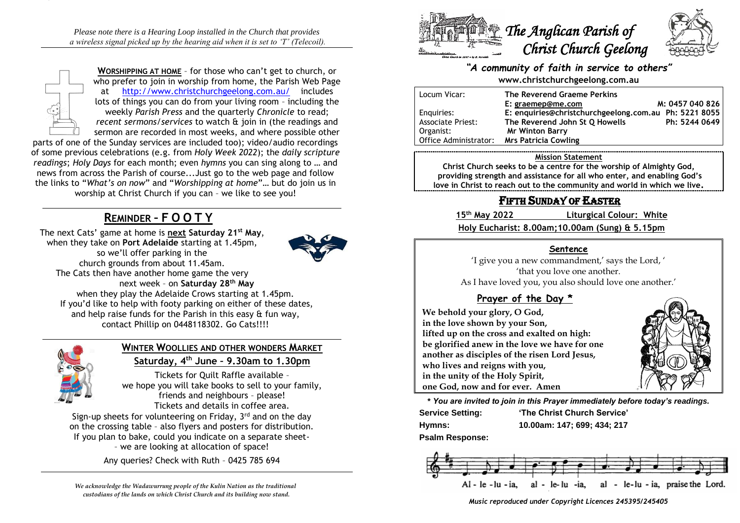*Please note there is a Hearing Loop installed in the Church that provides a wireless signal picked up by the hearing aid when it is set to 'T' (Telecoil).*

**WORSHIPPING AT HOME** – for those who can't get to church, or who prefer to join in worship from home, the Parish Web Page at http://www.christchurchgeelong.com.au/ includes lots of things you can do from your living room – including the weekly *Parish Press* and the quarterly *Chronicle* to read; *recent sermons/services* to watch & join in (the readings and sermon are recorded in most weeks, and where possible other parts of one of the Sunday services are included too); video/audio recordings of some previous celebrations (e.g. from *Holy Week 2022*); the *daily scripture readings*; *Holy Days* for each month; even *hymns* you can sing along to … and news from across the Parish of course...Just go to the web page and follow the links to "*What's on now*" and "*Worshipping at home*"… but do join us in worship at Christ Church if you can – we like to see you!

## REMINDER – F O O T Y

The next Cats' game at home is **next Saturday 21st May**, when they take on **Port Adelaide** starting at 1.45pm, so we'll offer parking in the church grounds from about 11.45am.
The Cats then have another home game the very next week – on **Saturday 28th May** when they play the Adelaide Crows starting at 1.45pm.
If you'd like to help with footy parking on either of these dates, and help raise funds for the Parish in this easy & fun way, contact Phillip on 0448118302. Go Cats!!!!

## WINTER WOOLLIES AND OTHER WONDERS MARKET

**Saturday, 4th June – 9.30am to 1.30pm**

Tickets for Quilt Raffle available – we hope you will take books to sell to your family, friends and neighbours – please! Tickets and details in coffee area.
Sign-up sheets for volunteering on Friday, 3rd and on the day on the crossing table – also flyers and posters for distribution.
If you plan to bake, could you indicate on a separate sheet- – we are looking at allocation of space!

Any queries? Check with Ruth – 0425 785 694

*We acknowledge the Wadawurrung people of the Kulin Nation as the traditional custodians of the lands on which Christ Church and its building now stand.*

# *The Anglican Parish of Christ Church Geelong*

***"A community of faith in service to others"***

**www.christchurchgeelong.com.au**

| | | |
|---|---|---|
| Locum Vicar: | **The Reverend Graeme Perkins** | |
| | **E: graemep@me.com** | **M: 0457 040 826** |
| Enquiries: | **E: enquiries@christchurchgeelong.com.au** | **Ph: 5221 8055** |
| Associate Priest: | **The Reverend John St Q Howells** | **Ph: 5244 0649** |
| Organist: | **Mr Winton Barry** | |
| Office Administrator: | **Mrs Patricia Cowling** | |

**Mission Statement**

**Christ Church seeks to be a centre for the worship of Almighty God, providing strength and assistance for all who enter, and enabling God's love in Christ to reach out to the community and world in which we live.**

## FIFTH SUNDAY OF EASTER

**15th May 2022** **Liturgical Colour: White**

**Holy Eucharist: 8.00am;10.00am (Sung) & 5.15pm**

### Sentence

'I give you a new commandment,' says the Lord, '
'that you love one another.
As I have loved you, you also should love one another.'

### Prayer of the Day *

**We behold your glory, O God,
in the love shown by your Son,
lifted up on the cross and exalted on high:
be glorified anew in the love we have for one another as disciples of the risen Lord Jesus,
who lives and reigns with you,
in the unity of the Holy Spirit,
one God, now and for ever. Amen**

***\* You are invited to join in this Prayer immediately before today's readings.***

**Service Setting:** **'The Christ Church Service'**

**Hymns:** **10.00am: 147; 699; 434; 217**

**Psalm Response:**

Al - le - lu - ia, al - le- lu -ia, al - le-lu - ia, praise the Lord.

*Music reproduced under Copyright Licences 245395/245405*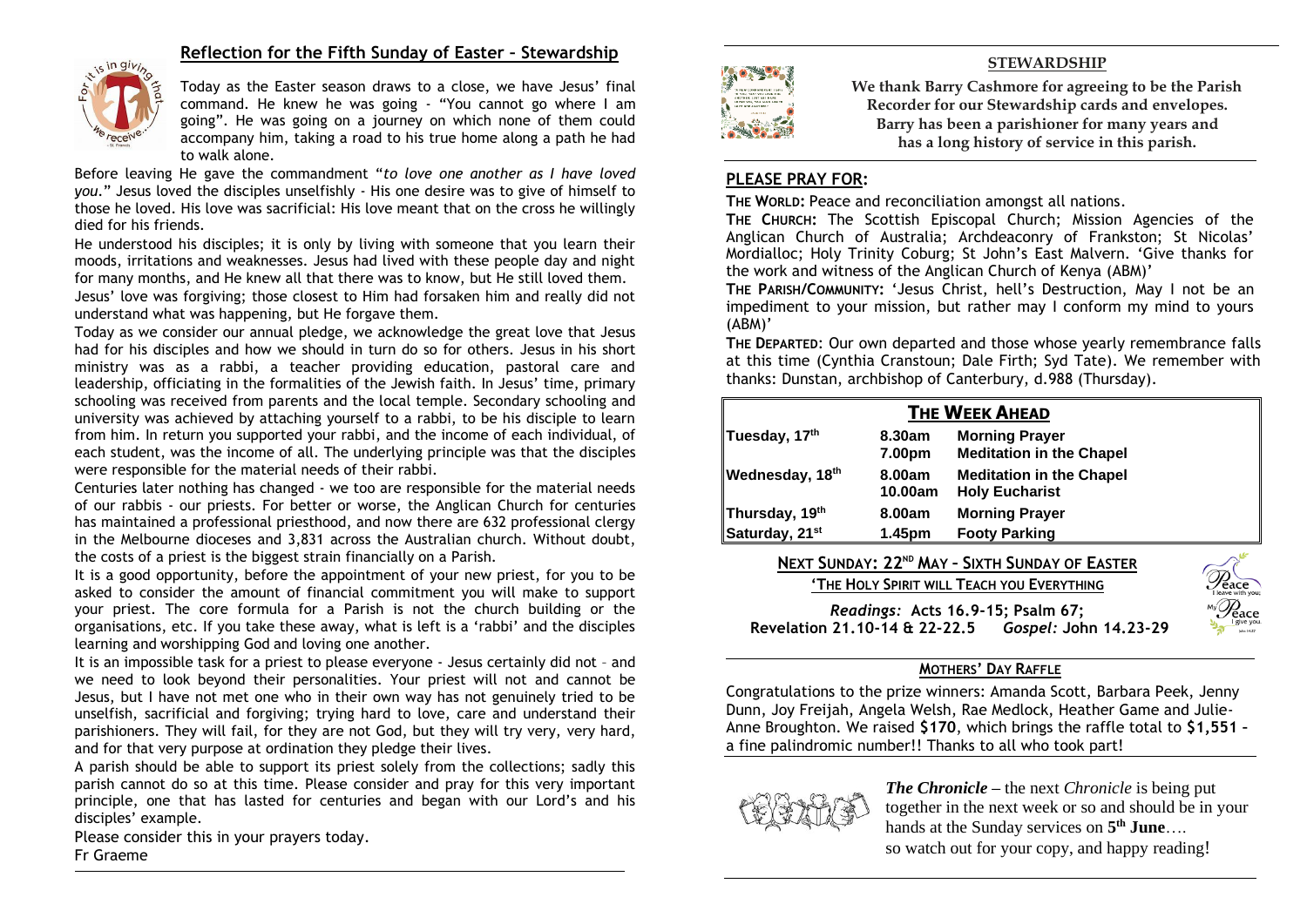## Reflection for the Fifth Sunday of Easter – Stewardship

Today as the Easter season draws to a close, we have Jesus' final command. He knew he was going - "You cannot go where I am going". He was going on a journey on which none of them could accompany him, taking a road to his true home along a path he had to walk alone.

Before leaving He gave the commandment "*to love one another as I have loved you.*" Jesus loved the disciples unselfishly - His one desire was to give of himself to those he loved. His love was sacrificial: His love meant that on the cross he willingly died for his friends.

He understood his disciples; it is only by living with someone that you learn their moods, irritations and weaknesses. Jesus had lived with these people day and night for many months, and He knew all that there was to know, but He still loved them.

Jesus' love was forgiving; those closest to Him had forsaken him and really did not understand what was happening, but He forgave them.

Today as we consider our annual pledge, we acknowledge the great love that Jesus had for his disciples and how we should in turn do so for others. Jesus in his short ministry was as a rabbi, a teacher providing education, pastoral care and leadership, officiating in the formalities of the Jewish faith. In Jesus' time, primary schooling was received from parents and the local temple. Secondary schooling and university was achieved by attaching yourself to a rabbi, to be his disciple to learn from him. In return you supported your rabbi, and the income of each individual, of each student, was the income of all. The underlying principle was that the disciples were responsible for the material needs of their rabbi.

Centuries later nothing has changed - we too are responsible for the material needs of our rabbis - our priests. For better or worse, the Anglican Church for centuries has maintained a professional priesthood, and now there are 632 professional clergy in the Melbourne dioceses and 3,831 across the Australian church. Without doubt, the costs of a priest is the biggest strain financially on a Parish.

It is a good opportunity, before the appointment of your new priest, for you to be asked to consider the amount of financial commitment you will make to support your priest. The core formula for a Parish is not the church building or the organisations, etc. If you take these away, what is left is a 'rabbi' and the disciples learning and worshipping God and loving one another.

It is an impossible task for a priest to please everyone - Jesus certainly did not – and we need to look beyond their personalities. Your priest will not and cannot be Jesus, but I have not met one who in their own way has not genuinely tried to be unselfish, sacrificial and forgiving; trying hard to love, care and understand their parishioners. They will fail, for they are not God, but they will try very, very hard, and for that very purpose at ordination they pledge their lives.

A parish should be able to support its priest solely from the collections; sadly this parish cannot do so at this time. Please consider and pray for this very important principle, one that has lasted for centuries and began with our Lord's and his disciples' example.

Please consider this in your prayers today.

Fr Graeme

## STEWARDSHIP

**We thank Barry Cashmore for agreeing to be the Parish Recorder for our Stewardship cards and envelopes. Barry has been a parishioner for many years and has a long history of service in this parish.**

## PLEASE PRAY FOR:

**THE WORLD:** Peace and reconciliation amongst all nations.

**THE CHURCH:** The Scottish Episcopal Church; Mission Agencies of the Anglican Church of Australia; Archdeaconry of Frankston; St Nicolas' Mordialloc; Holy Trinity Coburg; St John's East Malvern. 'Give thanks for the work and witness of the Anglican Church of Kenya (ABM)'

**THE PARISH/COMMUNITY:** 'Jesus Christ, hell's Destruction, May I not be an impediment to your mission, but rather may I conform my mind to yours (ABM)'

**THE DEPARTED**: Our own departed and those whose yearly remembrance falls at this time (Cynthia Cranstoun; Dale Firth; Syd Tate). We remember with thanks: Dunstan, archbishop of Canterbury, d.988 (Thursday).

## THE WEEK AHEAD

| | | |
|---|---|---|
| Tuesday, 17th | 8.30am<br>7.00pm | Morning Prayer<br>Meditation in the Chapel |
| Wednesday, 18th | 8.00am<br>10.00am | Meditation in the Chapel<br>Holy Eucharist |
| Thursday, 19th | 8.00am | Morning Prayer |
| Saturday, 21st | 1.45pm | Footy Parking |

**NEXT SUNDAY: 22ND MAY – SIXTH SUNDAY OF EASTER**

**'THE HOLY SPIRIT WILL TEACH YOU EVERYTHING**

*Readings:* **Acts 16.9-15; Psalm 67; Revelation 21.10-14 & 22-22.5** *Gospel:* **John 14.23-29**

## MOTHERS' DAY RAFFLE

Congratulations to the prize winners: Amanda Scott, Barbara Peek, Jenny Dunn, Joy Freijah, Angela Welsh, Rae Medlock, Heather Game and Julie-Anne Broughton. We raised **$170**, which brings the raffle total to **$1,551** – a fine palindromic number!! Thanks to all who took part!

***The Chronicle*** – the next *Chronicle* is being put together in the next week or so and should be in your hands at the Sunday services on **5th June**…. so watch out for your copy, and happy reading!